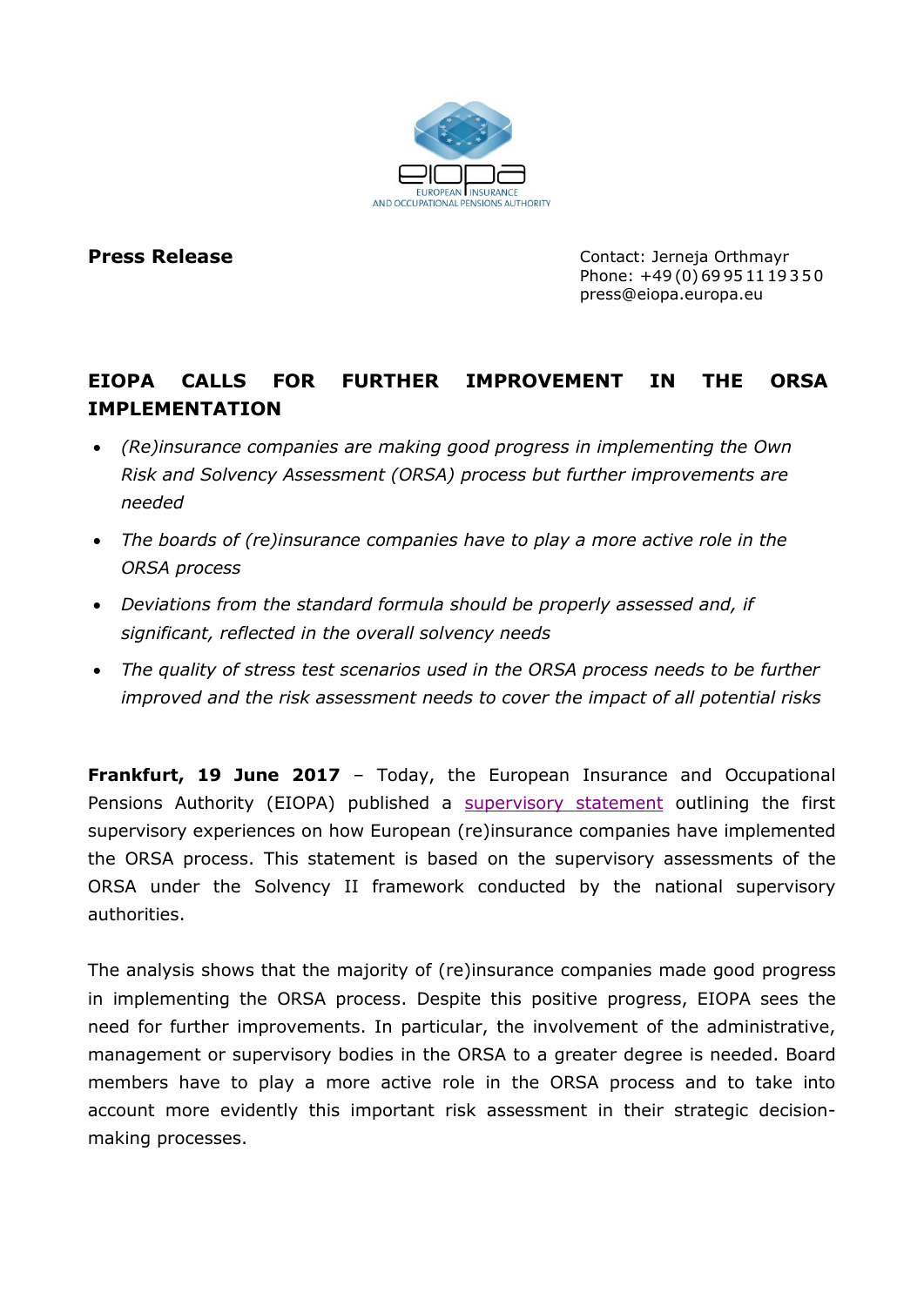EUROPEAN INSURANCE AND OCCUPATIONAL PENSIONS AUTHORITY

**Press Release**

Contact: Jerneja Orthmayr
Phone: +49 (0) 69 95 11 19 3 5 0
press@eiopa.europa.eu

# EIOPA CALLS FOR FURTHER IMPROVEMENT IN THE ORSA IMPLEMENTATION

- *(Re)insurance companies are making good progress in implementing the Own Risk and Solvency Assessment (ORSA) process but further improvements are needed*
- *The boards of (re)insurance companies have to play a more active role in the ORSA process*
- *Deviations from the standard formula should be properly assessed and, if significant, reflected in the overall solvency needs*
- *The quality of stress test scenarios used in the ORSA process needs to be further improved and the risk assessment needs to cover the impact of all potential risks*

**Frankfurt, 19 June 2017** – Today, the European Insurance and Occupational Pensions Authority (EIOPA) published a supervisory statement outlining the first supervisory experiences on how European (re)insurance companies have implemented the ORSA process. This statement is based on the supervisory assessments of the ORSA under the Solvency II framework conducted by the national supervisory authorities.

The analysis shows that the majority of (re)insurance companies made good progress in implementing the ORSA process. Despite this positive progress, EIOPA sees the need for further improvements. In particular, the involvement of the administrative, management or supervisory bodies in the ORSA to a greater degree is needed. Board members have to play a more active role in the ORSA process and to take into account more evidently this important risk assessment in their strategic decision-making processes.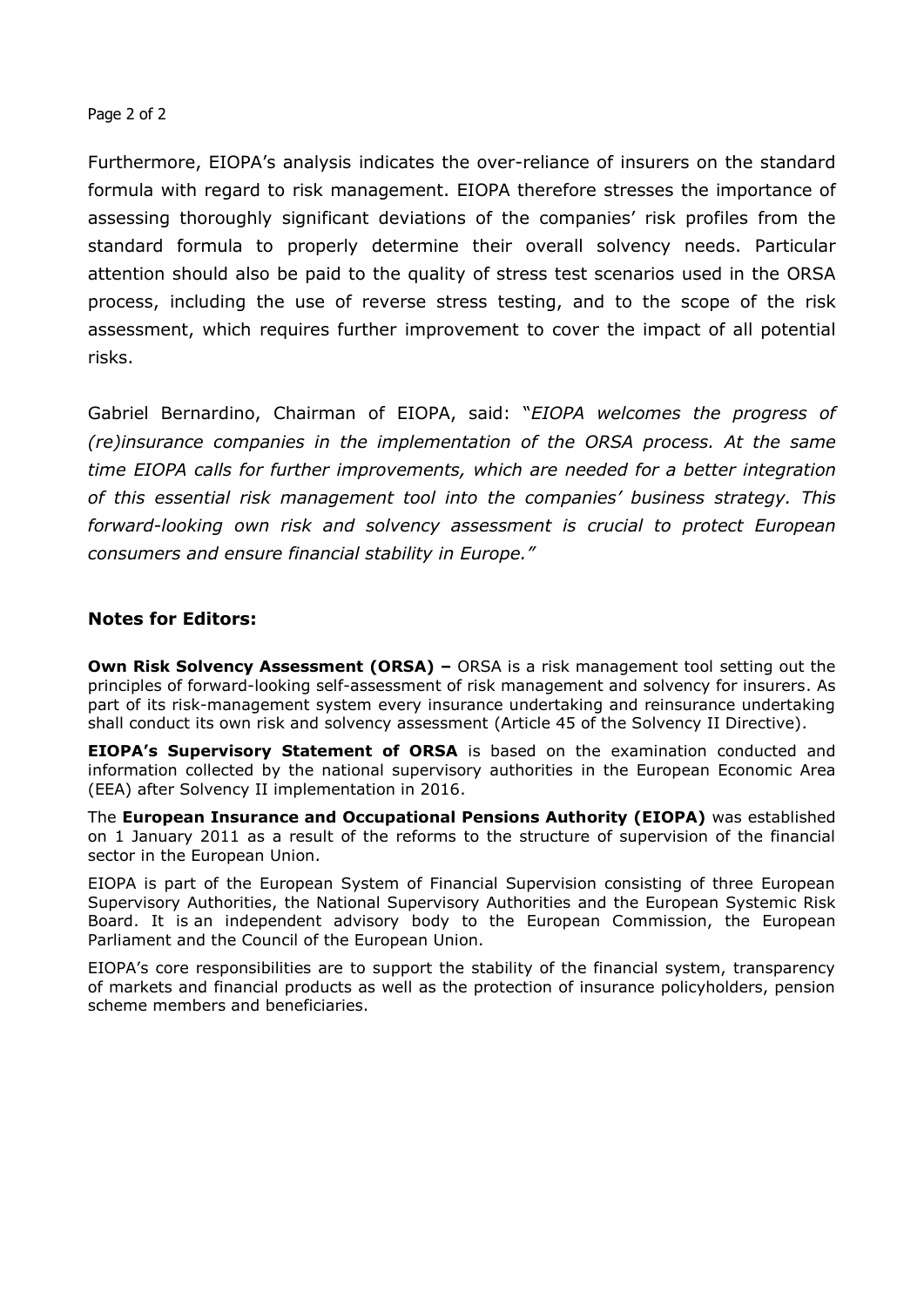Furthermore, EIOPA's analysis indicates the over-reliance of insurers on the standard formula with regard to risk management. EIOPA therefore stresses the importance of assessing thoroughly significant deviations of the companies' risk profiles from the standard formula to properly determine their overall solvency needs. Particular attention should also be paid to the quality of stress test scenarios used in the ORSA process, including the use of reverse stress testing, and to the scope of the risk assessment, which requires further improvement to cover the impact of all potential risks.

Gabriel Bernardino, Chairman of EIOPA, said: "*EIOPA welcomes the progress of (re)insurance companies in the implementation of the ORSA process. At the same time EIOPA calls for further improvements, which are needed for a better integration of this essential risk management tool into the companies' business strategy. This forward-looking own risk and solvency assessment is crucial to protect European consumers and ensure financial stability in Europe."*

### Notes for Editors:

**Own Risk Solvency Assessment (ORSA) –** ORSA is a risk management tool setting out the principles of forward-looking self-assessment of risk management and solvency for insurers. As part of its risk-management system every insurance undertaking and reinsurance undertaking shall conduct its own risk and solvency assessment (Article 45 of the Solvency II Directive).

**EIOPA's Supervisory Statement of ORSA** is based on the examination conducted and information collected by the national supervisory authorities in the European Economic Area (EEA) after Solvency II implementation in 2016.

The **European Insurance and Occupational Pensions Authority (EIOPA)** was established on 1 January 2011 as a result of the reforms to the structure of supervision of the financial sector in the European Union.

EIOPA is part of the European System of Financial Supervision consisting of three European Supervisory Authorities, the National Supervisory Authorities and the European Systemic Risk Board. It is an independent advisory body to the European Commission, the European Parliament and the Council of the European Union.

EIOPA's core responsibilities are to support the stability of the financial system, transparency of markets and financial products as well as the protection of insurance policyholders, pension scheme members and beneficiaries.